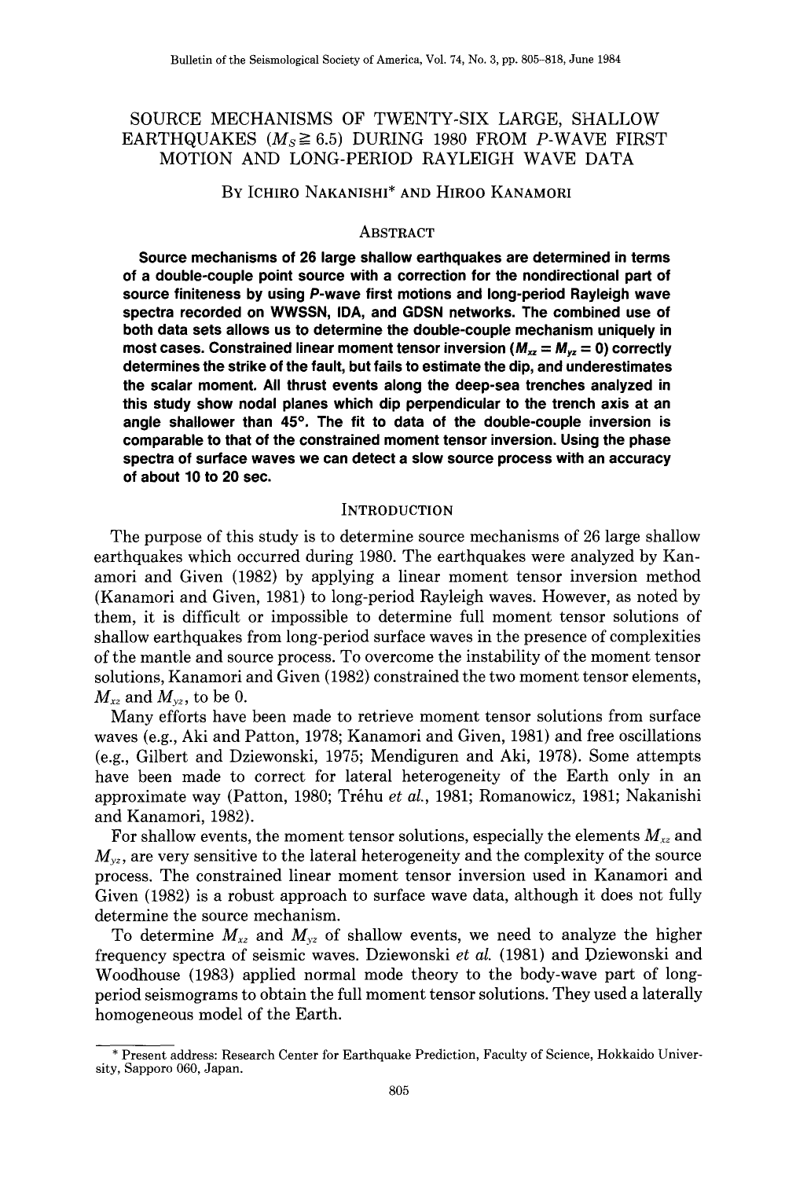# SOURCE MECHANISMS OF TWENTY-SIX LARGE, SHALLOW EARTHQUAKES ($M_S \geqq 6.5$) DURING 1980 FROM P-WAVE FIRST MOTION AND LONG-PERIOD RAYLEIGH WAVE DATA

By Ichiro Nakanishi* and Hiroo Kanamori

## Abstract

**Source mechanisms of 26 large shallow earthquakes are determined in terms of a double-couple point source with a correction for the nondirectional part of source finiteness by using P-wave first motions and long-period Rayleigh wave spectra recorded on WWSSN, IDA, and GDSN networks. The combined use of both data sets allows us to determine the double-couple mechanism uniquely in most cases. Constrained linear moment tensor inversion ($M_{xz} = M_{yz} = 0$) correctly determines the strike of the fault, but fails to estimate the dip, and underestimates the scalar moment. All thrust events along the deep-sea trenches analyzed in this study show nodal planes which dip perpendicular to the trench axis at an angle shallower than 45°. The fit to data of the double-couple inversion is comparable to that of the constrained moment tensor inversion. Using the phase spectra of surface waves we can detect a slow source process with an accuracy of about 10 to 20 sec.**

## Introduction

The purpose of this study is to determine source mechanisms of 26 large shallow earthquakes which occurred during 1980. The earthquakes were analyzed by Kanamori and Given (1982) by applying a linear moment tensor inversion method (Kanamori and Given, 1981) to long-period Rayleigh waves. However, as noted by them, it is difficult or impossible to determine full moment tensor solutions of shallow earthquakes from long-period surface waves in the presence of complexities of the mantle and source process. To overcome the instability of the moment tensor solutions, Kanamori and Given (1982) constrained the two moment tensor elements, $M_{xz}$ and $M_{yz}$, to be 0.

Many efforts have been made to retrieve moment tensor solutions from surface waves (e.g., Aki and Patton, 1978; Kanamori and Given, 1981) and free oscillations (e.g., Gilbert and Dziewonski, 1975; Mendiguren and Aki, 1978). Some attempts have been made to correct for lateral heterogeneity of the Earth only in an approximate way (Patton, 1980; Trêhu *et al.*, 1981; Romanowicz, 1981; Nakanishi and Kanamori, 1982).

For shallow events, the moment tensor solutions, especially the elements $M_{xz}$ and $M_{yz}$, are very sensitive to the lateral heterogeneity and the complexity of the source process. The constrained linear moment tensor inversion used in Kanamori and Given (1982) is a robust approach to surface wave data, although it does not fully determine the source mechanism.

To determine $M_{xz}$ and $M_{yz}$ of shallow events, we need to analyze the higher frequency spectra of seismic waves. Dziewonski *et al.* (1981) and Dziewonski and Woodhouse (1983) applied normal mode theory to the body-wave part of long-period seismograms to obtain the full moment tensor solutions. They used a laterally homogeneous model of the Earth.

* Present address: Research Center for Earthquake Prediction, Faculty of Science, Hokkaido University, Sapporo 060, Japan.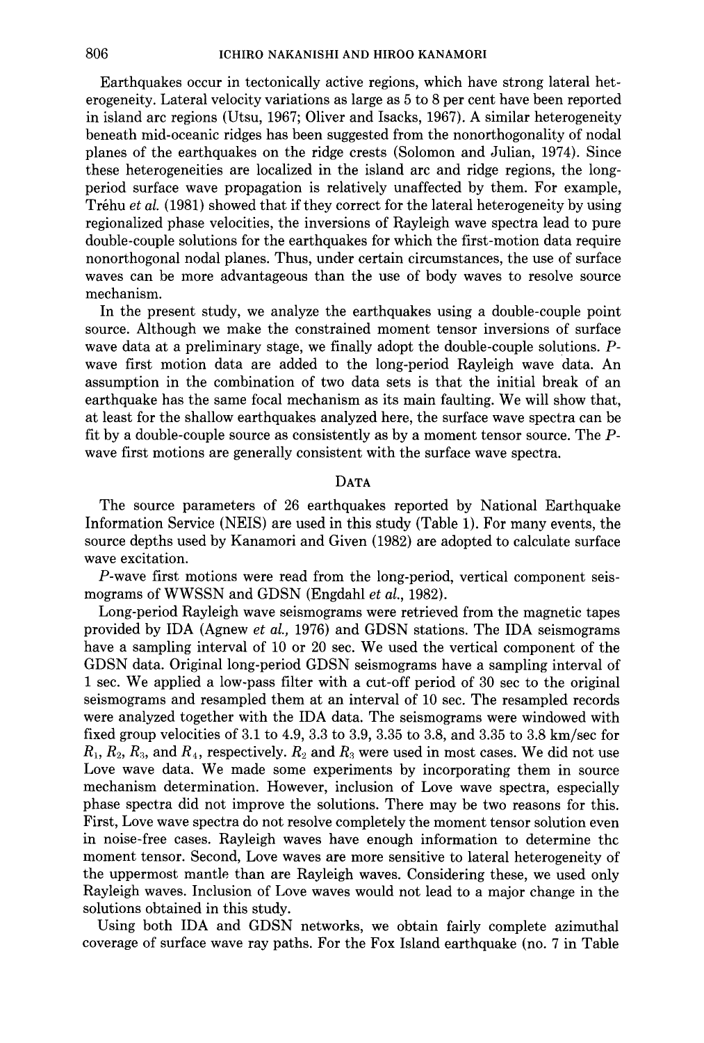Earthquakes occur in tectonically active regions, which have strong lateral heterogeneity. Lateral velocity variations as large as 5 to 8 per cent have been reported in island arc regions (Utsu, 1967; Oliver and Isacks, 1967). A similar heterogeneity beneath mid-oceanic ridges has been suggested from the nonorthogonality of nodal planes of the earthquakes on the ridge crests (Solomon and Julian, 1974). Since these heterogeneities are localized in the island arc and ridge regions, the long-period surface wave propagation is relatively unaffected by them. For example, Tréhu *et al.* (1981) showed that if they correct for the lateral heterogeneity by using regionalized phase velocities, the inversions of Rayleigh wave spectra lead to pure double-couple solutions for the earthquakes for which the first-motion data require nonorthogonal nodal planes. Thus, under certain circumstances, the use of surface waves can be more advantageous than the use of body waves to resolve source mechanism.

In the present study, we analyze the earthquakes using a double-couple point source. Although we make the constrained moment tensor inversions of surface wave data at a preliminary stage, we finally adopt the double-couple solutions. *P*-wave first motion data are added to the long-period Rayleigh wave data. An assumption in the combination of two data sets is that the initial break of an earthquake has the same focal mechanism as its main faulting. We will show that, at least for the shallow earthquakes analyzed here, the surface wave spectra can be fit by a double-couple source as consistently as by a moment tensor source. The *P*-wave first motions are generally consistent with the surface wave spectra.

## Data

The source parameters of 26 earthquakes reported by National Earthquake Information Service (NEIS) are used in this study (Table 1). For many events, the source depths used by Kanamori and Given (1982) are adopted to calculate surface wave excitation.

*P*-wave first motions were read from the long-period, vertical component seismograms of WWSSN and GDSN (Engdahl *et al.*, 1982).

Long-period Rayleigh wave seismograms were retrieved from the magnetic tapes provided by IDA (Agnew *et al.,* 1976) and GDSN stations. The IDA seismograms have a sampling interval of 10 or 20 sec. We used the vertical component of the GDSN data. Original long-period GDSN seismograms have a sampling interval of 1 sec. We applied a low-pass filter with a cut-off period of 30 sec to the original seismograms and resampled them at an interval of 10 sec. The resampled records were analyzed together with the IDA data. The seismograms were windowed with fixed group velocities of 3.1 to 4.9, 3.3 to 3.9, 3.35 to 3.8, and 3.35 to 3.8 km/sec for $R_1$, $R_2$, $R_3$, and $R_4$, respectively. $R_2$ and $R_3$ were used in most cases. We did not use Love wave data. We made some experiments by incorporating them in source mechanism determination. However, inclusion of Love wave spectra, especially phase spectra did not improve the solutions. There may be two reasons for this. First, Love wave spectra do not resolve completely the moment tensor solution even in noise-free cases. Rayleigh waves have enough information to determine the moment tensor. Second, Love waves are more sensitive to lateral heterogeneity of the uppermost mantle than are Rayleigh waves. Considering these, we used only Rayleigh waves. Inclusion of Love waves would not lead to a major change in the solutions obtained in this study.

Using both IDA and GDSN networks, we obtain fairly complete azimuthal coverage of surface wave ray paths. For the Fox Island earthquake (no. 7 in Table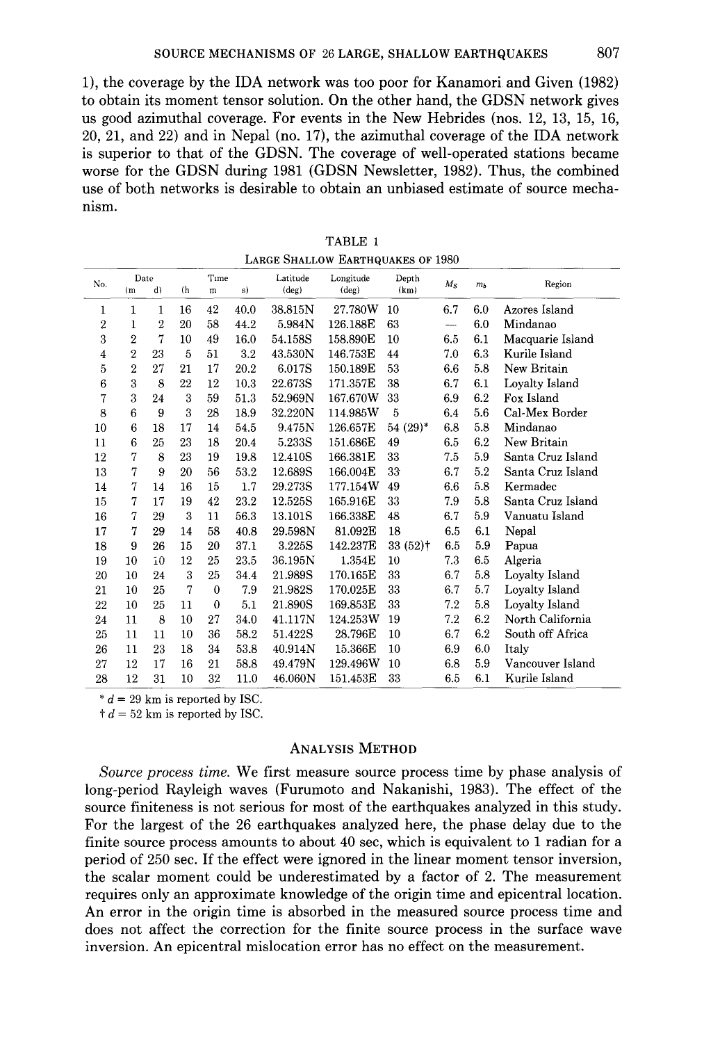1), the coverage by the IDA network was too poor for Kanamori and Given (1982) to obtain its moment tensor solution. On the other hand, the GDSN network gives us good azimuthal coverage. For events in the New Hebrides (nos. 12, 13, 15, 16, 20, 21, and 22) and in Nepal (no. 17), the azimuthal coverage of the IDA network is superior to that of the GDSN. The coverage of well-operated stations became worse for the GDSN during 1981 (GDSN Newsletter, 1982). Thus, the combined use of both networks is desirable to obtain an unbiased estimate of source mechanism.

TABLE 1

LARGE SHALLOW EARTHQUAKES OF 1980

| No. | Date (m | d) | Time (h | m | s) | Latitude (deg) | Longitude (deg) | Depth (km) | $M_S$ | $m_b$ | Region |
|---|---|---|---|---|---|---|---|---|---|---|---|
| 1 | 1 | 1 | 16 | 42 | 40.0 | 38.815N | 27.780W | 10 | 6.7 | 6.0 | Azores Island |
| 2 | 1 | 2 | 20 | 58 | 44.2 | 5.984N | 126.188E | 63 | — | 6.0 | Mindanao |
| 3 | 2 | 7 | 10 | 49 | 16.0 | 54.158S | 158.890E | 10 | 6.5 | 6.1 | Macquarie Island |
| 4 | 2 | 23 | 5 | 51 | 3.2 | 43.530N | 146.753E | 44 | 7.0 | 6.3 | Kurile Island |
| 5 | 2 | 27 | 21 | 17 | 20.2 | 6.017S | 150.189E | 53 | 6.6 | 5.8 | New Britain |
| 6 | 3 | 8 | 22 | 12 | 10.3 | 22.673S | 171.357E | 38 | 6.7 | 6.1 | Loyalty Island |
| 7 | 3 | 24 | 3 | 59 | 51.3 | 52.969N | 167.670W | 33 | 6.9 | 6.2 | Fox Island |
| 8 | 6 | 9 | 3 | 28 | 18.9 | 32.220N | 114.985W | 5 | 6.4 | 5.6 | Cal-Mex Border |
| 10 | 6 | 18 | 17 | 14 | 54.5 | 9.475N | 126.657E | 54 (29)* | 6.8 | 5.8 | Mindanao |
| 11 | 6 | 25 | 23 | 18 | 20.4 | 5.233S | 151.686E | 49 | 6.5 | 6.2 | New Britain |
| 12 | 7 | 8 | 23 | 19 | 19.8 | 12.410S | 166.381E | 33 | 7.5 | 5.9 | Santa Cruz Island |
| 13 | 7 | 9 | 20 | 56 | 53.2 | 12.689S | 166.004E | 33 | 6.7 | 5.2 | Santa Cruz Island |
| 14 | 7 | 14 | 16 | 15 | 1.7 | 29.273S | 177.154W | 49 | 6.6 | 5.8 | Kermadec |
| 15 | 7 | 17 | 19 | 42 | 23.2 | 12.525S | 165.916E | 33 | 7.9 | 5.8 | Santa Cruz Island |
| 16 | 7 | 29 | 3 | 11 | 56.3 | 13.101S | 166.338E | 48 | 6.7 | 5.9 | Vanuatu Island |
| 17 | 7 | 29 | 14 | 58 | 40.8 | 29.598N | 81.092E | 18 | 6.5 | 6.1 | Nepal |
| 18 | 9 | 26 | 15 | 20 | 37.1 | 3.225S | 142.237E | 33 (52)† | 6.5 | 5.9 | Papua |
| 19 | 10 | 10 | 12 | 25 | 23.5 | 36.195N | 1.354E | 10 | 7.3 | 6.5 | Algeria |
| 20 | 10 | 24 | 3 | 25 | 34.4 | 21.989S | 170.165E | 33 | 6.7 | 5.8 | Loyalty Island |
| 21 | 10 | 25 | 7 | 0 | 7.9 | 21.982S | 170.025E | 33 | 6.7 | 5.7 | Loyalty Island |
| 22 | 10 | 25 | 11 | 0 | 5.1 | 21.890S | 169.853E | 33 | 7.2 | 5.8 | Loyalty Island |
| 24 | 11 | 8 | 10 | 27 | 34.0 | 41.117N | 124.253W | 19 | 7.2 | 6.2 | North California |
| 25 | 11 | 11 | 10 | 36 | 58.2 | 51.422S | 28.796E | 10 | 6.7 | 6.2 | South off Africa |
| 26 | 11 | 23 | 18 | 34 | 53.8 | 40.914N | 15.366E | 10 | 6.9 | 6.0 | Italy |
| 27 | 12 | 17 | 16 | 21 | 58.8 | 49.479N | 129.496W | 10 | 6.8 | 5.9 | Vancouver Island |
| 28 | 12 | 31 | 10 | 32 | 11.0 | 46.060N | 151.453E | 33 | 6.5 | 6.1 | Kurile Island |

* $d = 29$ km is reported by ISC.

† $d = 52$ km is reported by ISC.

## ANALYSIS METHOD

*Source process time.* We first measure source process time by phase analysis of long-period Rayleigh waves (Furumoto and Nakanishi, 1983). The effect of the source finiteness is not serious for most of the earthquakes analyzed in this study. For the largest of the 26 earthquakes analyzed here, the phase delay due to the finite source process amounts to about 40 sec, which is equivalent to 1 radian for a period of 250 sec. If the effect were ignored in the linear moment tensor inversion, the scalar moment could be underestimated by a factor of 2. The measurement requires only an approximate knowledge of the origin time and epicentral location. An error in the origin time is absorbed in the measured source process time and does not affect the correction for the finite source process in the surface wave inversion. An epicentral mislocation error has no effect on the measurement.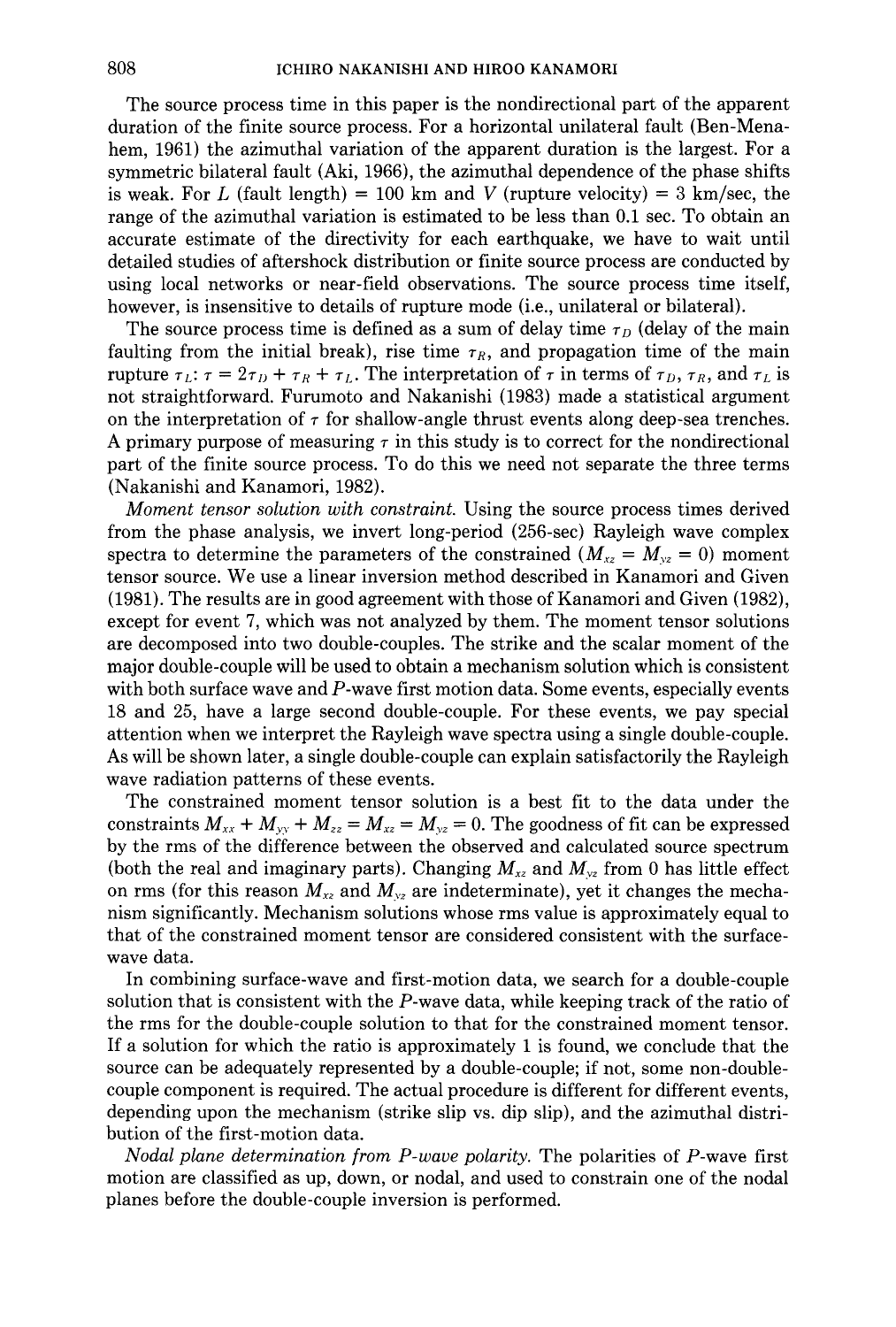The source process time in this paper is the nondirectional part of the apparent duration of the finite source process. For a horizontal unilateral fault (Ben-Menahem, 1961) the azimuthal variation of the apparent duration is the largest. For a symmetric bilateral fault (Aki, 1966), the azimuthal dependence of the phase shifts is weak. For $L$ (fault length) = 100 km and $V$ (rupture velocity) = 3 km/sec, the range of the azimuthal variation is estimated to be less than 0.1 sec. To obtain an accurate estimate of the directivity for each earthquake, we have to wait until detailed studies of aftershock distribution or finite source process are conducted by using local networks or near-field observations. The source process time itself, however, is insensitive to details of rupture mode (i.e., unilateral or bilateral).

The source process time is defined as a sum of delay time $\tau_D$ (delay of the main faulting from the initial break), rise time $\tau_R$, and propagation time of the main rupture $\tau_L$: $\tau = 2\tau_D + \tau_R + \tau_L$. The interpretation of $\tau$ in terms of $\tau_D$, $\tau_R$, and $\tau_L$ is not straightforward. Furumoto and Nakanishi (1983) made a statistical argument on the interpretation of $\tau$ for shallow-angle thrust events along deep-sea trenches. A primary purpose of measuring $\tau$ in this study is to correct for the nondirectional part of the finite source process. To do this we need not separate the three terms (Nakanishi and Kanamori, 1982).

*Moment tensor solution with constraint.* Using the source process times derived from the phase analysis, we invert long-period (256-sec) Rayleigh wave complex spectra to determine the parameters of the constrained ($M_{xz} = M_{yz} = 0$) moment tensor source. We use a linear inversion method described in Kanamori and Given (1981). The results are in good agreement with those of Kanamori and Given (1982), except for event 7, which was not analyzed by them. The moment tensor solutions are decomposed into two double-couples. The strike and the scalar moment of the major double-couple will be used to obtain a mechanism solution which is consistent with both surface wave and $P$-wave first motion data. Some events, especially events 18 and 25, have a large second double-couple. For these events, we pay special attention when we interpret the Rayleigh wave spectra using a single double-couple. As will be shown later, a single double-couple can explain satisfactorily the Rayleigh wave radiation patterns of these events.

The constrained moment tensor solution is a best fit to the data under the constraints $M_{xx} + M_{yy} + M_{zz} = M_{xz} = M_{yz} = 0$. The goodness of fit can be expressed by the rms of the difference between the observed and calculated source spectrum (both the real and imaginary parts). Changing $M_{xz}$ and $M_{yz}$ from 0 has little effect on rms (for this reason $M_{xz}$ and $M_{yz}$ are indeterminate), yet it changes the mechanism significantly. Mechanism solutions whose rms value is approximately equal to that of the constrained moment tensor are considered consistent with the surface-wave data.

In combining surface-wave and first-motion data, we search for a double-couple solution that is consistent with the $P$-wave data, while keeping track of the ratio of the rms for the double-couple solution to that for the constrained moment tensor. If a solution for which the ratio is approximately 1 is found, we conclude that the source can be adequately represented by a double-couple; if not, some non-double-couple component is required. The actual procedure is different for different events, depending upon the mechanism (strike slip vs. dip slip), and the azimuthal distribution of the first-motion data.

*Nodal plane determination from P-wave polarity.* The polarities of $P$-wave first motion are classified as up, down, or nodal, and used to constrain one of the nodal planes before the double-couple inversion is performed.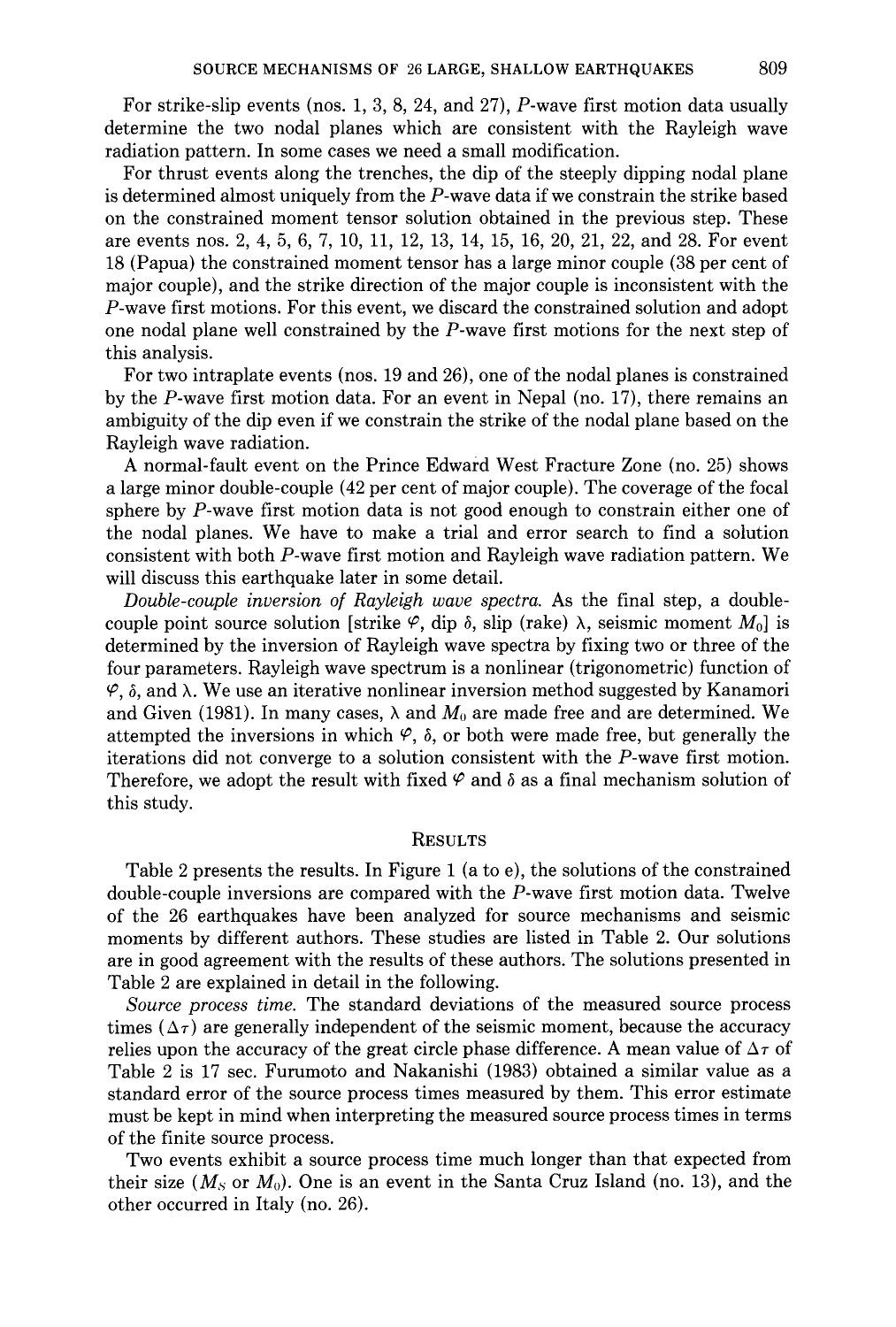For strike-slip events (nos. 1, 3, 8, 24, and 27), $P$-wave first motion data usually determine the two nodal planes which are consistent with the Rayleigh wave radiation pattern. In some cases we need a small modification.

For thrust events along the trenches, the dip of the steeply dipping nodal plane is determined almost uniquely from the $P$-wave data if we constrain the strike based on the constrained moment tensor solution obtained in the previous step. These are events nos. 2, 4, 5, 6, 7, 10, 11, 12, 13, 14, 15, 16, 20, 21, 22, and 28. For event 18 (Papua) the constrained moment tensor has a large minor couple (38 per cent of major couple), and the strike direction of the major couple is inconsistent with the $P$-wave first motions. For this event, we discard the constrained solution and adopt one nodal plane well constrained by the $P$-wave first motions for the next step of this analysis.

For two intraplate events (nos. 19 and 26), one of the nodal planes is constrained by the $P$-wave first motion data. For an event in Nepal (no. 17), there remains an ambiguity of the dip even if we constrain the strike of the nodal plane based on the Rayleigh wave radiation.

A normal-fault event on the Prince Edward West Fracture Zone (no. 25) shows a large minor double-couple (42 per cent of major couple). The coverage of the focal sphere by $P$-wave first motion data is not good enough to constrain either one of the nodal planes. We have to make a trial and error search to find a solution consistent with both $P$-wave first motion and Rayleigh wave radiation pattern. We will discuss this earthquake later in some detail.

*Double-couple inversion of Rayleigh wave spectra.* As the final step, a double-couple point source solution [strike $\varphi$, dip $\delta$, slip (rake) $\lambda$, seismic moment $M_0$] is determined by the inversion of Rayleigh wave spectra by fixing two or three of the four parameters. Rayleigh wave spectrum is a nonlinear (trigonometric) function of $\varphi$, $\delta$, and $\lambda$. We use an iterative nonlinear inversion method suggested by Kanamori and Given (1981). In many cases, $\lambda$ and $M_0$ are made free and are determined. We attempted the inversions in which $\varphi$, $\delta$, or both were made free, but generally the iterations did not converge to a solution consistent with the $P$-wave first motion. Therefore, we adopt the result with fixed $\varphi$ and $\delta$ as a final mechanism solution of this study.

## Results

Table 2 presents the results. In Figure 1 (a to e), the solutions of the constrained double-couple inversions are compared with the $P$-wave first motion data. Twelve of the 26 earthquakes have been analyzed for source mechanisms and seismic moments by different authors. These studies are listed in Table 2. Our solutions are in good agreement with the results of these authors. The solutions presented in Table 2 are explained in detail in the following.

*Source process time.* The standard deviations of the measured source process times ($\Delta\tau$) are generally independent of the seismic moment, because the accuracy relies upon the accuracy of the great circle phase difference. A mean value of $\Delta\tau$ of Table 2 is 17 sec. Furumoto and Nakanishi (1983) obtained a similar value as a standard error of the source process times measured by them. This error estimate must be kept in mind when interpreting the measured source process times in terms of the finite source process.

Two events exhibit a source process time much longer than that expected from their size ($M_S$ or $M_0$). One is an event in the Santa Cruz Island (no. 13), and the other occurred in Italy (no. 26).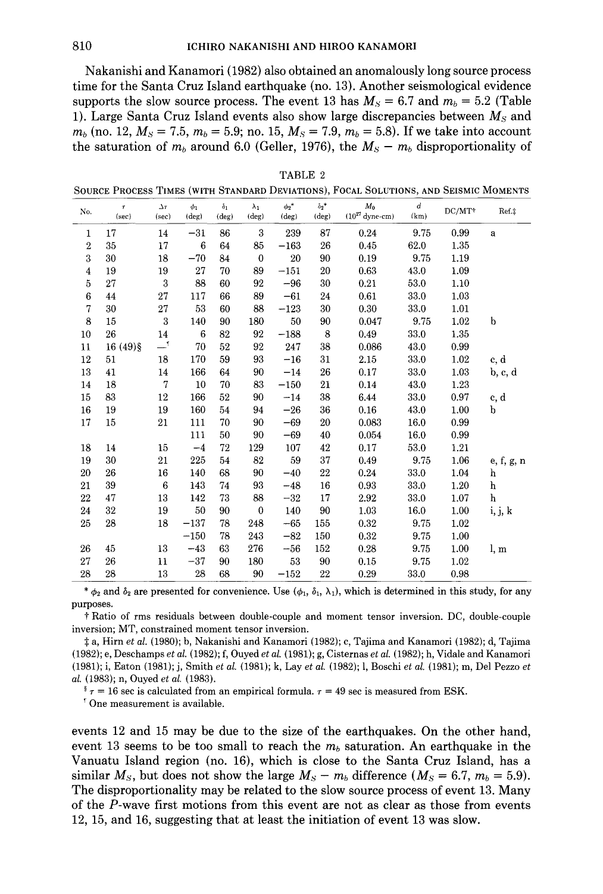Nakanishi and Kanamori (1982) also obtained an anomalously long source process time for the Santa Cruz Island earthquake (no. 13). Another seismological evidence supports the slow source process. The event 13 has $M_S = 6.7$ and $m_b = 5.2$ (Table 1). Large Santa Cruz Island events also show large discrepancies between $M_S$ and $m_b$ (no. 12, $M_S = 7.5$, $m_b = 5.9$; no. 15, $M_S = 7.9$, $m_b = 5.8$). If we take into account the saturation of $m_b$ around 6.0 (Geller, 1976), the $M_S - m_b$ disproportionality of

TABLE 2

SOURCE PROCESS TIMES (WITH STANDARD DEVIATIONS), FOCAL SOLUTIONS, AND SEISMIC MOMENTS

| No. | $\tau$ (sec) | $\Delta\tau$ (sec) | $\phi_1$ (deg) | $\delta_1$ (deg) | $\lambda_1$ (deg) | $\phi_2$* (deg) | $\delta_2$* (deg) | $M_0$ ($10^{27}$ dyne-cm) | $d$ (km) | DC/MT† | Ref.‡ |
|---|---|---|---|---|---|---|---|---|---|---|---|
| 1 | 17 | 14 | −31 | 86 | 3 | 239 | 87 | 0.24 | 9.75 | 0.99 | a |
| 2 | 35 | 17 | 6 | 64 | 85 | −163 | 26 | 0.45 | 62.0 | 1.35 | |
| 3 | 30 | 18 | −70 | 84 | 0 | 20 | 90 | 0.19 | 9.75 | 1.19 | |
| 4 | 19 | 19 | 27 | 70 | 89 | −151 | 20 | 0.63 | 43.0 | 1.09 | |
| 5 | 27 | 3 | 88 | 60 | 92 | −96 | 30 | 0.21 | 53.0 | 1.10 | |
| 6 | 44 | 27 | 117 | 66 | 89 | −61 | 24 | 0.61 | 33.0 | 1.03 | |
| 7 | 30 | 27 | 53 | 60 | 88 | −123 | 30 | 0.30 | 33.0 | 1.01 | |
| 8 | 15 | 3 | 140 | 90 | 180 | 50 | 90 | 0.047 | 9.75 | 1.02 | b |
| 10 | 26 | 14 | 6 | 82 | 92 | −188 | 8 | 0.49 | 33.0 | 1.35 | |
| 11 | 16 (49)§ | —ǁ | 70 | 52 | 92 | 247 | 38 | 0.086 | 43.0 | 0.99 | |
| 12 | 51 | 18 | 170 | 59 | 93 | −16 | 31 | 2.15 | 33.0 | 1.02 | c, d |
| 13 | 41 | 14 | 166 | 64 | 90 | −14 | 26 | 0.17 | 33.0 | 1.03 | b, c, d |
| 14 | 18 | 7 | 10 | 70 | 83 | −150 | 21 | 0.14 | 43.0 | 1.23 | |
| 15 | 83 | 12 | 166 | 52 | 90 | −14 | 38 | 6.44 | 33.0 | 0.97 | c, d |
| 16 | 19 | 19 | 160 | 54 | 94 | −26 | 36 | 0.16 | 43.0 | 1.00 | b |
| 17 | 15 | 21 | 111 | 70 | 90 | −69 | 20 | 0.083 | 16.0 | 0.99 | |
| | | | 111 | 50 | 90 | −69 | 40 | 0.054 | 16.0 | 0.99 | |
| 18 | 14 | 15 | −4 | 72 | 129 | 107 | 42 | 0.17 | 53.0 | 1.21 | |
| 19 | 30 | 21 | 225 | 54 | 82 | 59 | 37 | 0.49 | 9.75 | 1.06 | e, f, g, n |
| 20 | 26 | 16 | 140 | 68 | 90 | −40 | 22 | 0.24 | 33.0 | 1.04 | h |
| 21 | 39 | 6 | 143 | 74 | 93 | −48 | 16 | 0.93 | 33.0 | 1.20 | h |
| 22 | 47 | 13 | 142 | 73 | 88 | −32 | 17 | 2.92 | 33.0 | 1.07 | h |
| 24 | 32 | 19 | 50 | 90 | 0 | 140 | 90 | 1.03 | 16.0 | 1.00 | i, j, k |
| 25 | 28 | 18 | −137 | 78 | 248 | −65 | 155 | 0.32 | 9.75 | 1.02 | |
| | | | −150 | 78 | 243 | −82 | 150 | 0.32 | 9.75 | 1.00 | |
| 26 | 45 | 13 | −43 | 63 | 276 | −56 | 152 | 0.28 | 9.75 | 1.00 | l, m |
| 27 | 26 | 11 | −37 | 90 | 180 | 53 | 90 | 0.15 | 9.75 | 1.02 | |
| 28 | 28 | 13 | 28 | 68 | 90 | −152 | 22 | 0.29 | 33.0 | 0.98 | |

* $\phi_2$ and $\delta_2$ are presented for convenience. Use ($\phi_1$, $\delta_1$, $\lambda_1$), which is determined in this study, for any purposes.

† Ratio of rms residuals between double-couple and moment tensor inversion. DC, double-couple inversion; MT, constrained moment tensor inversion.

‡ a, Hirn *et al.* (1980); b, Nakanishi and Kanamori (1982); c, Tajima and Kanamori (1982); d, Tajima (1982); e, Deschamps *et al.* (1982); f, Ouyed *et al.* (1981); g, Cisternas *et al.* (1982); h, Vidale and Kanamori (1981); i, Eaton (1981); j, Smith *et al.* (1981); k, Lay *et al.* (1982); l, Boschi *et al.* (1981); m, Del Pezzo *et al.* (1983); n, Ouyed *et al.* (1983).

§ $\tau$ = 16 sec is calculated from an empirical formula. $\tau$ = 49 sec is measured from ESK.

ǁ One measurement is available.

events 12 and 15 may be due to the size of the earthquakes. On the other hand, event 13 seems to be too small to reach the $m_b$ saturation. An earthquake in the Vanuatu Island region (no. 16), which is close to the Santa Cruz Island, has a similar $M_S$, but does not show the large $M_S - m_b$ difference ($M_S = 6.7$, $m_b = 5.9$). The disproportionality may be related to the slow source process of event 13. Many of the $P$-wave first motions from this event are not as clear as those from events 12, 15, and 16, suggesting that at least the initiation of event 13 was slow.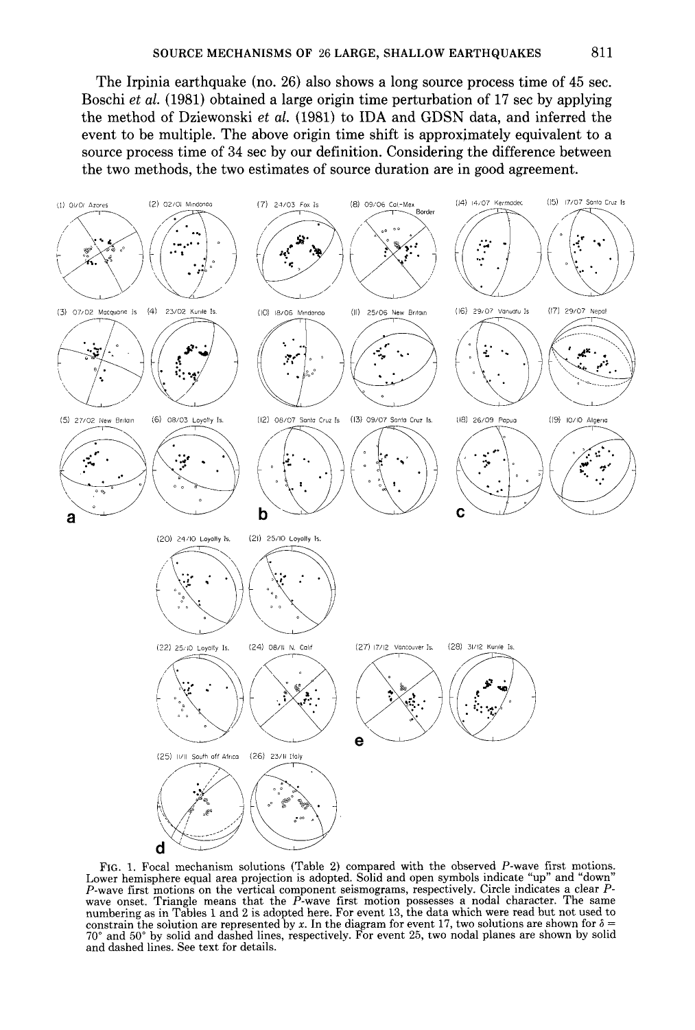The Irpinia earthquake (no. 26) also shows a long source process time of 45 sec. Boschi *et al.* (1981) obtained a large origin time perturbation of 17 sec by applying the method of Dziewonski *et al.* (1981) to IDA and GDSN data, and inferred the event to be multiple. The above origin time shift is approximately equivalent to a source process time of 34 sec by our definition. Considering the difference between the two methods, the two estimates of source duration are in good agreement.

FIG. 1. Focal mechanism solutions (Table 2) compared with the observed *P*-wave first motions. Lower hemisphere equal area projection is adopted. Solid and open symbols indicate "up" and "down" *P*-wave first motions on the vertical component seismograms, respectively. Circle indicates a clear *P*-wave onset. Triangle means that the *P*-wave first motion possesses a nodal character. The same numbering as in Tables 1 and 2 is adopted here. For event 13, the data which were read but not used to constrain the solution are represented by *x*. In the diagram for event 17, two solutions are shown for $\delta = 70°$ and $50°$ by solid and dashed lines, respectively. For event 25, two nodal planes are shown by solid and dashed lines. See text for details.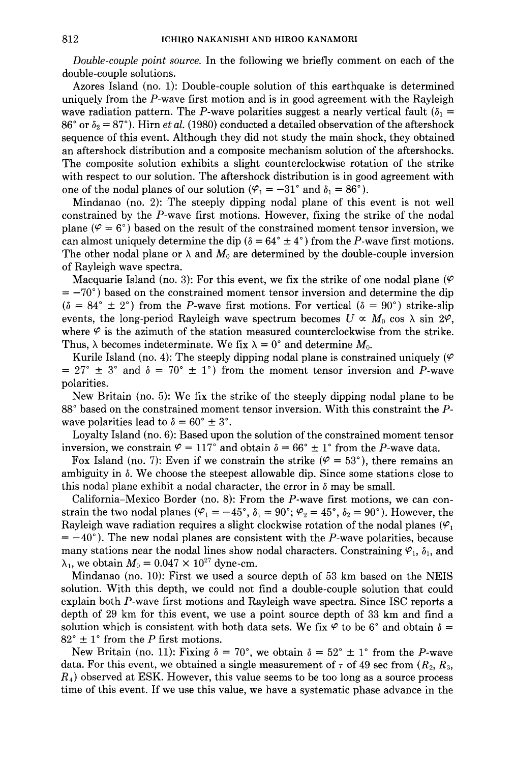*Double-couple point source.* In the following we briefly comment on each of the double-couple solutions.

Azores Island (no. 1): Double-couple solution of this earthquake is determined uniquely from the *P*-wave first motion and is in good agreement with the Rayleigh wave radiation pattern. The *P*-wave polarities suggest a nearly vertical fault ($\delta_1 = 86°$ or $\delta_2 = 87°$). Hirn *et al.* (1980) conducted a detailed observation of the aftershock sequence of this event. Although they did not study the main shock, they obtained an aftershock distribution and a composite mechanism solution of the aftershocks. The composite solution exhibits a slight counterclockwise rotation of the strike with respect to our solution. The aftershock distribution is in good agreement with one of the nodal planes of our solution ($\varphi_1 = -31°$ and $\delta_1 = 86°$).

Mindanao (no. 2): The steeply dipping nodal plane of this event is not well constrained by the *P*-wave first motions. However, fixing the strike of the nodal plane ($\varphi = 6°$) based on the result of the constrained moment tensor inversion, we can almost uniquely determine the dip ($\delta = 64° \pm 4°$) from the *P*-wave first motions. The other nodal plane or $\lambda$ and $M_0$ are determined by the double-couple inversion of Rayleigh wave spectra.

Macquarie Island (no. 3): For this event, we fix the strike of one nodal plane ($\varphi = -70°$) based on the constrained moment tensor inversion and determine the dip ($\delta = 84° \pm 2°$) from the *P*-wave first motions. For vertical ($\delta = 90°$) strike-slip events, the long-period Rayleigh wave spectrum becomes $U \propto M_0 \cos \lambda \sin 2\varphi$, where $\varphi$ is the azimuth of the station measured counterclockwise from the strike. Thus, $\lambda$ becomes indeterminate. We fix $\lambda = 0°$ and determine $M_0$.

Kurile Island (no. 4): The steeply dipping nodal plane is constrained uniquely ($\varphi = 27° \pm 3°$ and $\delta = 70° \pm 1°$) from the moment tensor inversion and *P*-wave polarities.

New Britain (no. 5): We fix the strike of the steeply dipping nodal plane to be 88° based on the constrained moment tensor inversion. With this constraint the *P*-wave polarities lead to $\delta = 60° \pm 3°$.

Loyalty Island (no. 6): Based upon the solution of the constrained moment tensor inversion, we constrain $\varphi = 117°$ and obtain $\delta = 66° \pm 1°$ from the *P*-wave data.

Fox Island (no. 7): Even if we constrain the strike ($\varphi = 53°$), there remains an ambiguity in $\delta$. We choose the steepest allowable dip. Since some stations close to this nodal plane exhibit a nodal character, the error in $\delta$ may be small.

California-Mexico Border (no. 8): From the *P*-wave first motions, we can constrain the two nodal planes ($\varphi_1 = -45°$, $\delta_1 = 90°$; $\varphi_2 = 45°$, $\delta_2 = 90°$). However, the Rayleigh wave radiation requires a slight clockwise rotation of the nodal planes ($\varphi_1 = -40°$). The new nodal planes are consistent with the *P*-wave polarities, because many stations near the nodal lines show nodal characters. Constraining $\varphi_1$, $\delta_1$, and $\lambda_1$, we obtain $M_0 = 0.047 \times 10^{27}$ dyne-cm.

Mindanao (no. 10): First we used a source depth of 53 km based on the NEIS solution. With this depth, we could not find a double-couple solution that could explain both *P*-wave first motions and Rayleigh wave spectra. Since ISC reports a depth of 29 km for this event, we use a point source depth of 33 km and find a solution which is consistent with both data sets. We fix $\varphi$ to be 6° and obtain $\delta = 82° \pm 1°$ from the *P* first motions.

New Britain (no. 11): Fixing $\delta = 70°$, we obtain $\delta = 52° \pm 1°$ from the *P*-wave data. For this event, we obtained a single measurement of $\tau$ of 49 sec from ($R_2$, $R_3$, $R_4$) observed at ESK. However, this value seems to be too long as a source process time of this event. If we use this value, we have a systematic phase advance in the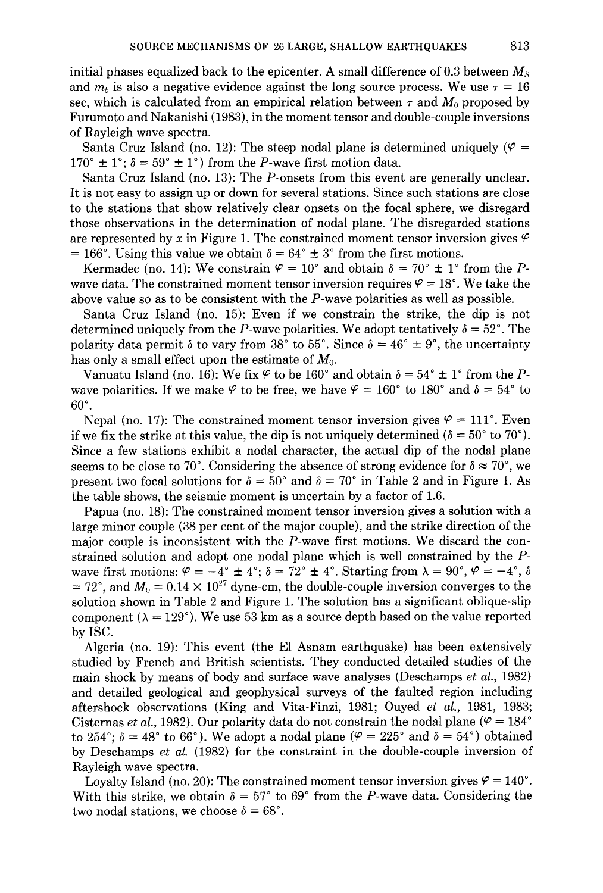initial phases equalized back to the epicenter. A small difference of 0.3 between $M_S$ and $m_b$ is also a negative evidence against the long source process. We use $\tau = 16$ sec, which is calculated from an empirical relation between $\tau$ and $M_0$ proposed by Furumoto and Nakanishi (1983), in the moment tensor and double-couple inversions of Rayleigh wave spectra.

Santa Cruz Island (no. 12): The steep nodal plane is determined uniquely ($\varphi = 170° \pm 1°$; $\delta = 59° \pm 1°$) from the *P*-wave first motion data.

Santa Cruz Island (no. 13): The *P*-onsets from this event are generally unclear. It is not easy to assign up or down for several stations. Since such stations are close to the stations that show relatively clear onsets on the focal sphere, we disregard those observations in the determination of nodal plane. The disregarded stations are represented by *x* in Figure 1. The constrained moment tensor inversion gives $\varphi = 166°$. Using this value we obtain $\delta = 64° \pm 3°$ from the first motions.

Kermadec (no. 14): We constrain $\varphi = 10°$ and obtain $\delta = 70° \pm 1°$ from the *P*-wave data. The constrained moment tensor inversion requires $\varphi = 18°$. We take the above value so as to be consistent with the *P*-wave polarities as well as possible.

Santa Cruz Island (no. 15): Even if we constrain the strike, the dip is not determined uniquely from the *P*-wave polarities. We adopt tentatively $\delta = 52°$. The polarity data permit $\delta$ to vary from 38° to 55°. Since $\delta = 46° \pm 9°$, the uncertainty has only a small effect upon the estimate of $M_0$.

Vanuatu Island (no. 16): We fix $\varphi$ to be 160° and obtain $\delta = 54° \pm 1°$ from the *P*-wave polarities. If we make $\varphi$ to be free, we have $\varphi = 160°$ to 180° and $\delta = 54°$ to 60°.

Nepal (no. 17): The constrained moment tensor inversion gives $\varphi = 111°$. Even if we fix the strike at this value, the dip is not uniquely determined ($\delta = 50°$ to 70°). Since a few stations exhibit a nodal character, the actual dip of the nodal plane seems to be close to 70°. Considering the absence of strong evidence for $\delta \approx 70°$, we present two focal solutions for $\delta = 50°$ and $\delta = 70°$ in Table 2 and in Figure 1. As the table shows, the seismic moment is uncertain by a factor of 1.6.

Papua (no. 18): The constrained moment tensor inversion gives a solution with a large minor couple (38 per cent of the major couple), and the strike direction of the major couple is inconsistent with the *P*-wave first motions. We discard the constrained solution and adopt one nodal plane which is well constrained by the *P*-wave first motions: $\varphi = -4° \pm 4°$; $\delta = 72° \pm 4°$. Starting from $\lambda = 90°$, $\varphi = -4°$, $\delta = 72°$, and $M_0 = 0.14 \times 10^{27}$ dyne-cm, the double-couple inversion converges to the solution shown in Table 2 and Figure 1. The solution has a significant oblique-slip component ($\lambda = 129°$). We use 53 km as a source depth based on the value reported by ISC.

Algeria (no. 19): This event (the El Asnam earthquake) has been extensively studied by French and British scientists. They conducted detailed studies of the main shock by means of body and surface wave analyses (Deschamps *et al.*, 1982) and detailed geological and geophysical surveys of the faulted region including aftershock observations (King and Vita-Finzi, 1981; Ouyed *et al.*, 1981, 1983; Cisternas *et al.*, 1982). Our polarity data do not constrain the nodal plane ($\varphi = 184°$ to 254°; $\delta = 48°$ to 66°). We adopt a nodal plane ($\varphi = 225°$ and $\delta = 54°$) obtained by Deschamps *et al.* (1982) for the constraint in the double-couple inversion of Rayleigh wave spectra.

Loyalty Island (no. 20): The constrained moment tensor inversion gives $\varphi = 140°$. With this strike, we obtain $\delta = 57°$ to 69° from the *P*-wave data. Considering the two nodal stations, we choose $\delta = 68°$.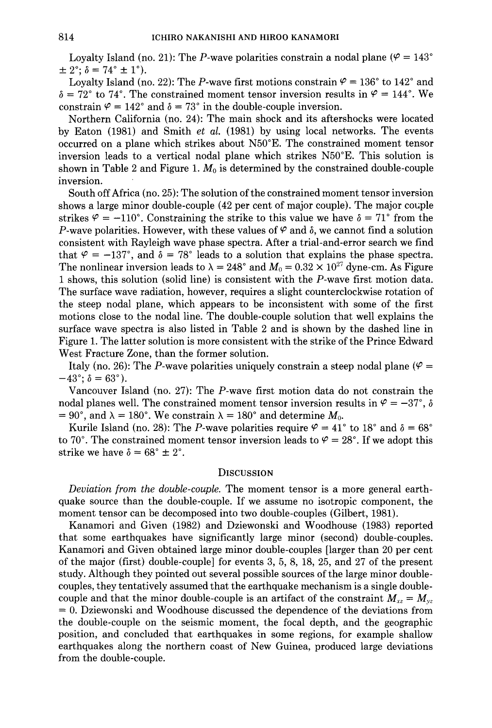Loyalty Island (no. 21): The $P$-wave polarities constrain a nodal plane ($\varphi = 143° \pm 2°$; $\delta = 74° \pm 1°$).

Loyalty Island (no. 22): The $P$-wave first motions constrain $\varphi = 136°$ to $142°$ and $\delta = 72°$ to $74°$. The constrained moment tensor inversion results in $\varphi = 144°$. We constrain $\varphi = 142°$ and $\delta = 73°$ in the double-couple inversion.

Northern California (no. 24): The main shock and its aftershocks were located by Eaton (1981) and Smith *et al.* (1981) by using local networks. The events occurred on a plane which strikes about N50°E. The constrained moment tensor inversion leads to a vertical nodal plane which strikes N50°E. This solution is shown in Table 2 and Figure 1. $M_0$ is determined by the constrained double-couple inversion.

South off Africa (no. 25): The solution of the constrained moment tensor inversion shows a large minor double-couple (42 per cent of major couple). The major couple strikes $\varphi = -110°$. Constraining the strike to this value we have $\delta = 71°$ from the $P$-wave polarities. However, with these values of $\varphi$ and $\delta$, we cannot find a solution consistent with Rayleigh wave phase spectra. After a trial-and-error search we find that $\varphi = -137°$, and $\delta = 78°$ leads to a solution that explains the phase spectra. The nonlinear inversion leads to $\lambda = 248°$ and $M_0 = 0.32 \times 10^{27}$ dyne-cm. As Figure 1 shows, this solution (solid line) is consistent with the $P$-wave first motion data. The surface wave radiation, however, requires a slight counterclockwise rotation of the steep nodal plane, which appears to be inconsistent with some of the first motions close to the nodal line. The double-couple solution that well explains the surface wave spectra is also listed in Table 2 and is shown by the dashed line in Figure 1. The latter solution is more consistent with the strike of the Prince Edward West Fracture Zone, than the former solution.

Italy (no. 26): The $P$-wave polarities uniquely constrain a steep nodal plane ($\varphi = -43°$; $\delta = 63°$).

Vancouver Island (no. 27): The $P$-wave first motion data do not constrain the nodal planes well. The constrained moment tensor inversion results in $\varphi = -37°$, $\delta = 90°$, and $\lambda = 180°$. We constrain $\lambda = 180°$ and determine $M_0$.

Kurile Island (no. 28): The $P$-wave polarities require $\varphi = 41°$ to $18°$ and $\delta = 68°$ to $70°$. The constrained moment tensor inversion leads to $\varphi = 28°$. If we adopt this strike we have $\delta = 68° \pm 2°$.

## Discussion

*Deviation from the double-couple.* The moment tensor is a more general earthquake source than the double-couple. If we assume no isotropic component, the moment tensor can be decomposed into two double-couples (Gilbert, 1981).

Kanamori and Given (1982) and Dziewonski and Woodhouse (1983) reported that some earthquakes have significantly large minor (second) double-couples. Kanamori and Given obtained large minor double-couples [larger than 20 per cent of the major (first) double-couple] for events 3, 5, 8, 18, 25, and 27 of the present study. Although they pointed out several possible sources of the large minor double-couples, they tentatively assumed that the earthquake mechanism is a single double-couple and that the minor double-couple is an artifact of the constraint $M_{xz} = M_{yz} = 0$. Dziewonski and Woodhouse discussed the dependence of the deviations from the double-couple on the seismic moment, the focal depth, and the geographic position, and concluded that earthquakes in some regions, for example shallow earthquakes along the northern coast of New Guinea, produced large deviations from the double-couple.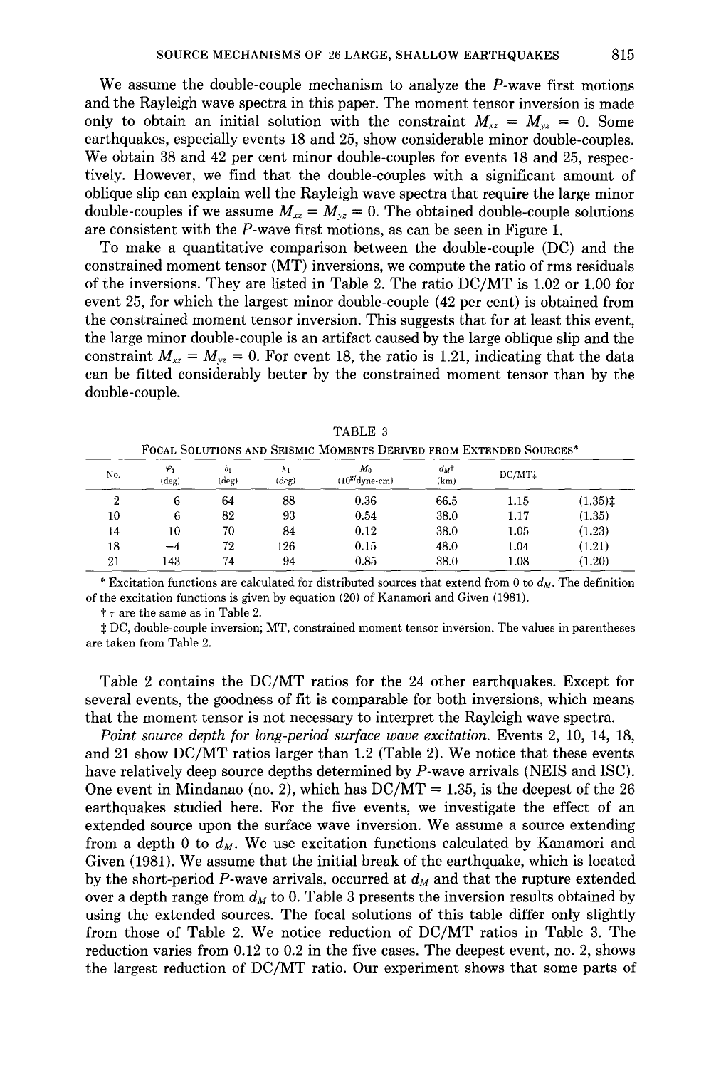We assume the double-couple mechanism to analyze the $P$-wave first motions and the Rayleigh wave spectra in this paper. The moment tensor inversion is made only to obtain an initial solution with the constraint $M_{xz} = M_{yz} = 0$. Some earthquakes, especially events 18 and 25, show considerable minor double-couples. We obtain 38 and 42 per cent minor double-couples for events 18 and 25, respectively. However, we find that the double-couples with a significant amount of oblique slip can explain well the Rayleigh wave spectra that require the large minor double-couples if we assume $M_{xz} = M_{yz} = 0$. The obtained double-couple solutions are consistent with the $P$-wave first motions, as can be seen in Figure 1.

To make a quantitative comparison between the double-couple (DC) and the constrained moment tensor (MT) inversions, we compute the ratio of rms residuals of the inversions. They are listed in Table 2. The ratio DC/MT is 1.02 or 1.00 for event 25, for which the largest minor double-couple (42 per cent) is obtained from the constrained moment tensor inversion. This suggests that for at least this event, the large minor double-couple is an artifact caused by the large oblique slip and the constraint $M_{xz} = M_{yz} = 0$. For event 18, the ratio is 1.21, indicating that the data can be fitted considerably better by the constrained moment tensor than by the double-couple.

TABLE 3

FOCAL SOLUTIONS AND SEISMIC MOMENTS DERIVED FROM EXTENDED SOURCES*

| No. | $\varphi_1$ (deg) | $\delta_1$ (deg) | $\lambda_1$ (deg) | $M_0$ ($10^{27}$dyne-cm) | $d_M$† (km) | DC/MT‡ | |
|---|---|---|---|---|---|---|---|
| 2 | 6 | 64 | 88 | 0.36 | 66.5 | 1.15 | (1.35)‡ |
| 10 | 6 | 82 | 93 | 0.54 | 38.0 | 1.17 | (1.35) |
| 14 | 10 | 70 | 84 | 0.12 | 38.0 | 1.05 | (1.23) |
| 18 | −4 | 72 | 126 | 0.15 | 48.0 | 1.04 | (1.21) |
| 21 | 143 | 74 | 94 | 0.85 | 38.0 | 1.08 | (1.20) |

\* Excitation functions are calculated for distributed sources that extend from 0 to $d_M$. The definition of the excitation functions is given by equation (20) of Kanamori and Given (1981).

† $\tau$ are the same as in Table 2.

‡ DC, double-couple inversion; MT, constrained moment tensor inversion. The values in parentheses are taken from Table 2.

Table 2 contains the DC/MT ratios for the 24 other earthquakes. Except for several events, the goodness of fit is comparable for both inversions, which means that the moment tensor is not necessary to interpret the Rayleigh wave spectra.

*Point source depth for long-period surface wave excitation.* Events 2, 10, 14, 18, and 21 show DC/MT ratios larger than 1.2 (Table 2). We notice that these events have relatively deep source depths determined by $P$-wave arrivals (NEIS and ISC). One event in Mindanao (no. 2), which has DC/MT = 1.35, is the deepest of the 26 earthquakes studied here. For the five events, we investigate the effect of an extended source upon the surface wave inversion. We assume a source extending from a depth 0 to $d_M$. We use excitation functions calculated by Kanamori and Given (1981). We assume that the initial break of the earthquake, which is located by the short-period $P$-wave arrivals, occurred at $d_M$ and that the rupture extended over a depth range from $d_M$ to 0. Table 3 presents the inversion results obtained by using the extended sources. The focal solutions of this table differ only slightly from those of Table 2. We notice reduction of DC/MT ratios in Table 3. The reduction varies from 0.12 to 0.2 in the five cases. The deepest event, no. 2, shows the largest reduction of DC/MT ratio. Our experiment shows that some parts of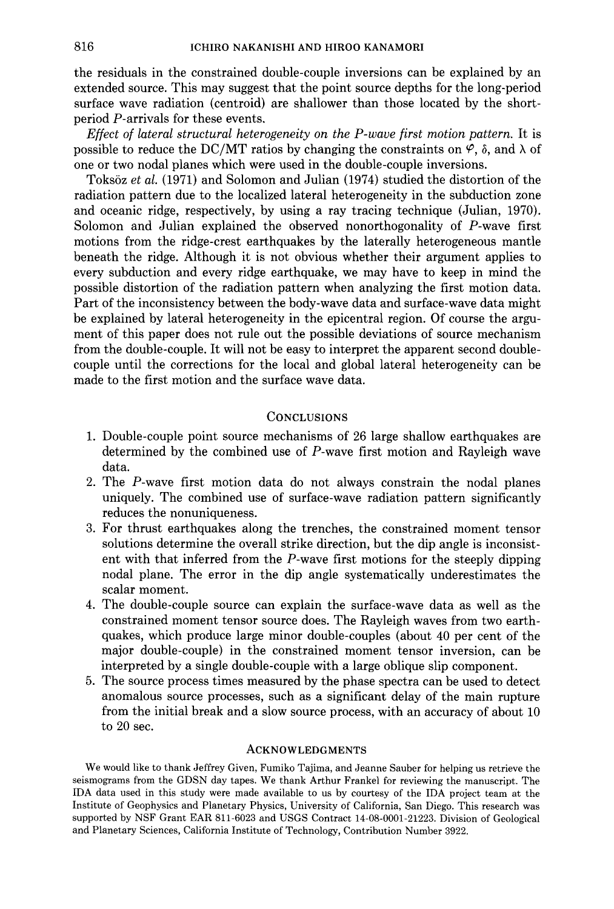the residuals in the constrained double-couple inversions can be explained by an extended source. This may suggest that the point source depths for the long-period surface wave radiation (centroid) are shallower than those located by the short-period $P$-arrivals for these events.

*Effect of lateral structural heterogeneity on the P-wave first motion pattern.* It is possible to reduce the DC/MT ratios by changing the constraints on $\varphi$, $\delta$, and $\lambda$ of one or two nodal planes which were used in the double-couple inversions.

Toksöz *et al.* (1971) and Solomon and Julian (1974) studied the distortion of the radiation pattern due to the localized lateral heterogeneity in the subduction zone and oceanic ridge, respectively, by using a ray tracing technique (Julian, 1970). Solomon and Julian explained the observed nonorthogonality of $P$-wave first motions from the ridge-crest earthquakes by the laterally heterogeneous mantle beneath the ridge. Although it is not obvious whether their argument applies to every subduction and every ridge earthquake, we may have to keep in mind the possible distortion of the radiation pattern when analyzing the first motion data. Part of the inconsistency between the body-wave data and surface-wave data might be explained by lateral heterogeneity in the epicentral region. Of course the argument of this paper does not rule out the possible deviations of source mechanism from the double-couple. It will not be easy to interpret the apparent second double-couple until the corrections for the local and global lateral heterogeneity can be made to the first motion and the surface wave data.

## Conclusions

1. Double-couple point source mechanisms of 26 large shallow earthquakes are determined by the combined use of $P$-wave first motion and Rayleigh wave data.
2. The $P$-wave first motion data do not always constrain the nodal planes uniquely. The combined use of surface-wave radiation pattern significantly reduces the nonuniqueness.
3. For thrust earthquakes along the trenches, the constrained moment tensor solutions determine the overall strike direction, but the dip angle is inconsistent with that inferred from the $P$-wave first motions for the steeply dipping nodal plane. The error in the dip angle systematically underestimates the scalar moment.
4. The double-couple source can explain the surface-wave data as well as the constrained moment tensor source does. The Rayleigh waves from two earthquakes, which produce large minor double-couples (about 40 per cent of the major double-couple) in the constrained moment tensor inversion, can be interpreted by a single double-couple with a large oblique slip component.
5. The source process times measured by the phase spectra can be used to detect anomalous source processes, such as a significant delay of the main rupture from the initial break and a slow source process, with an accuracy of about 10 to 20 sec.

## Acknowledgments

We would like to thank Jeffrey Given, Fumiko Tajima, and Jeanne Sauber for helping us retrieve the seismograms from the GDSN day tapes. We thank Arthur Frankel for reviewing the manuscript. The IDA data used in this study were made available to us by courtesy of the IDA project team at the Institute of Geophysics and Planetary Physics, University of California, San Diego. This research was supported by NSF Grant EAR 811-6023 and USGS Contract 14-08-0001-21223. Division of Geological and Planetary Sciences, California Institute of Technology, Contribution Number 3922.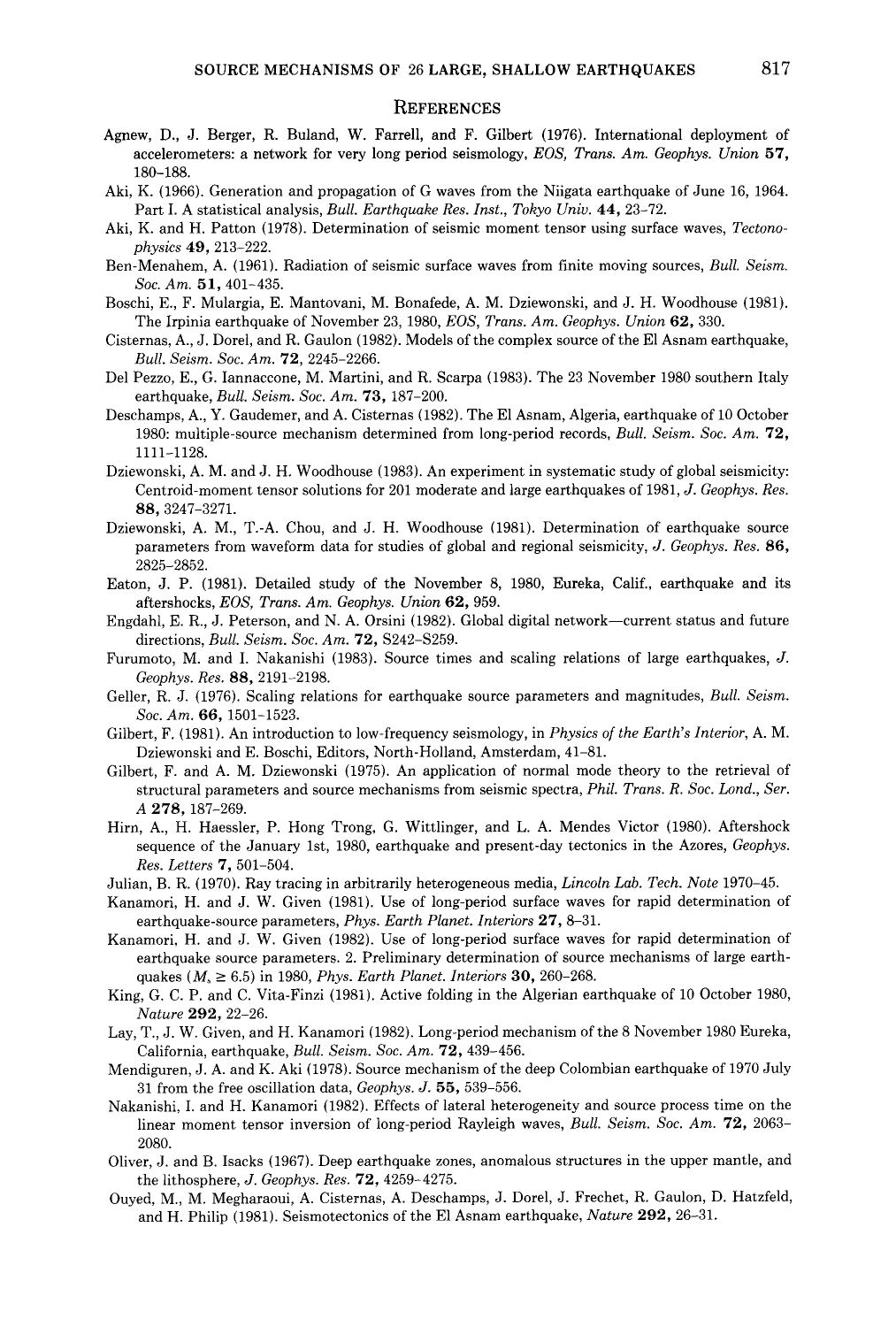## References

Agnew, D., J. Berger, R. Buland, W. Farrell, and F. Gilbert (1976). International deployment of accelerometers: a network for very long period seismology, *EOS, Trans. Am. Geophys. Union* **57**, 180–188.

Aki, K. (1966). Generation and propagation of G waves from the Niigata earthquake of June 16, 1964. Part I. A statistical analysis, *Bull. Earthquake Res. Inst., Tokyo Univ.* **44**, 23–72.

Aki, K. and H. Patton (1978). Determination of seismic moment tensor using surface waves, *Tectonophysics* **49**, 213–222.

Ben-Menahem, A. (1961). Radiation of seismic surface waves from finite moving sources, *Bull. Seism. Soc. Am.* **51**, 401–435.

Boschi, E., F. Mulargia, E. Mantovani, M. Bonafede, A. M. Dziewonski, and J. H. Woodhouse (1981). The Irpinia earthquake of November 23, 1980, *EOS, Trans. Am. Geophys. Union* **62**, 330.

Cisternas, A., J. Dorel, and R. Gaulon (1982). Models of the complex source of the El Asnam earthquake, *Bull. Seism. Soc. Am.* **72**, 2245–2266.

Del Pezzo, E., G. Iannaccone, M. Martini, and R. Scarpa (1983). The 23 November 1980 southern Italy earthquake, *Bull. Seism. Soc. Am.* **73**, 187–200.

Deschamps, A., Y. Gaudemer, and A. Cisternas (1982). The El Asnam, Algeria, earthquake of 10 October 1980: multiple-source mechanism determined from long-period records, *Bull. Seism. Soc. Am.* **72**, 1111–1128.

Dziewonski, A. M. and J. H. Woodhouse (1983). An experiment in systematic study of global seismicity: Centroid-moment tensor solutions for 201 moderate and large earthquakes of 1981, *J. Geophys. Res.* **88**, 3247–3271.

Dziewonski, A. M., T.-A. Chou, and J. H. Woodhouse (1981). Determination of earthquake source parameters from waveform data for studies of global and regional seismicity, *J. Geophys. Res.* **86**, 2825–2852.

Eaton, J. P. (1981). Detailed study of the November 8, 1980, Eureka, Calif., earthquake and its aftershocks, *EOS, Trans. Am. Geophys. Union* **62**, 959.

Engdahl, E. R., J. Peterson, and N. A. Orsini (1982). Global digital network—current status and future directions, *Bull. Seism. Soc. Am.* **72**, S242–S259.

Furumoto, M. and I. Nakanishi (1983). Source times and scaling relations of large earthquakes, *J. Geophys. Res.* **88**, 2191–2198.

Geller, R. J. (1976). Scaling relations for earthquake source parameters and magnitudes, *Bull. Seism. Soc. Am.* **66**, 1501–1523.

Gilbert, F. (1981). An introduction to low-frequency seismology, in *Physics of the Earth's Interior*, A. M. Dziewonski and E. Boschi, Editors, North-Holland, Amsterdam, 41–81.

Gilbert, F. and A. M. Dziewonski (1975). An application of normal mode theory to the retrieval of structural parameters and source mechanisms from seismic spectra, *Phil. Trans. R. Soc. Lond., Ser. A* **278**, 187–269.

Hirn, A., H. Haessler, P. Hong Trong, G. Wittlinger, and L. A. Mendes Victor (1980). Aftershock sequence of the January 1st, 1980, earthquake and present-day tectonics in the Azores, *Geophys. Res. Letters* **7**, 501–504.

Julian, B. R. (1970). Ray tracing in arbitrarily heterogeneous media, *Lincoln Lab. Tech. Note* 1970–45.

Kanamori, H. and J. W. Given (1981). Use of long-period surface waves for rapid determination of earthquake-source parameters, *Phys. Earth Planet. Interiors* **27**, 8–31.

Kanamori, H. and J. W. Given (1982). Use of long-period surface waves for rapid determination of earthquake source parameters. 2. Preliminary determination of source mechanisms of large earthquakes ($M_s \geq 6.5$) in 1980, *Phys. Earth Planet. Interiors* **30**, 260–268.

King, G. C. P. and C. Vita-Finzi (1981). Active folding in the Algerian earthquake of 10 October 1980, *Nature* **292**, 22–26.

Lay, T., J. W. Given, and H. Kanamori (1982). Long-period mechanism of the 8 November 1980 Eureka, California, earthquake, *Bull. Seism. Soc. Am.* **72**, 439–456.

Mendiguren, J. A. and K. Aki (1978). Source mechanism of the deep Colombian earthquake of 1970 July 31 from the free oscillation data, *Geophys. J.* **55**, 539–556.

Nakanishi, I. and H. Kanamori (1982). Effects of lateral heterogeneity and source process time on the linear moment tensor inversion of long-period Rayleigh waves, *Bull. Seism. Soc. Am.* **72**, 2063–2080.

Oliver, J. and B. Isacks (1967). Deep earthquake zones, anomalous structures in the upper mantle, and the lithosphere, *J. Geophys. Res.* **72**, 4259–4275.

Ouyed, M., M. Megharaoui, A. Cisternas, A. Deschamps, J. Dorel, J. Frechet, R. Gaulon, D. Hatzfeld, and H. Philip (1981). Seismotectonics of the El Asnam earthquake, *Nature* **292**, 26–31.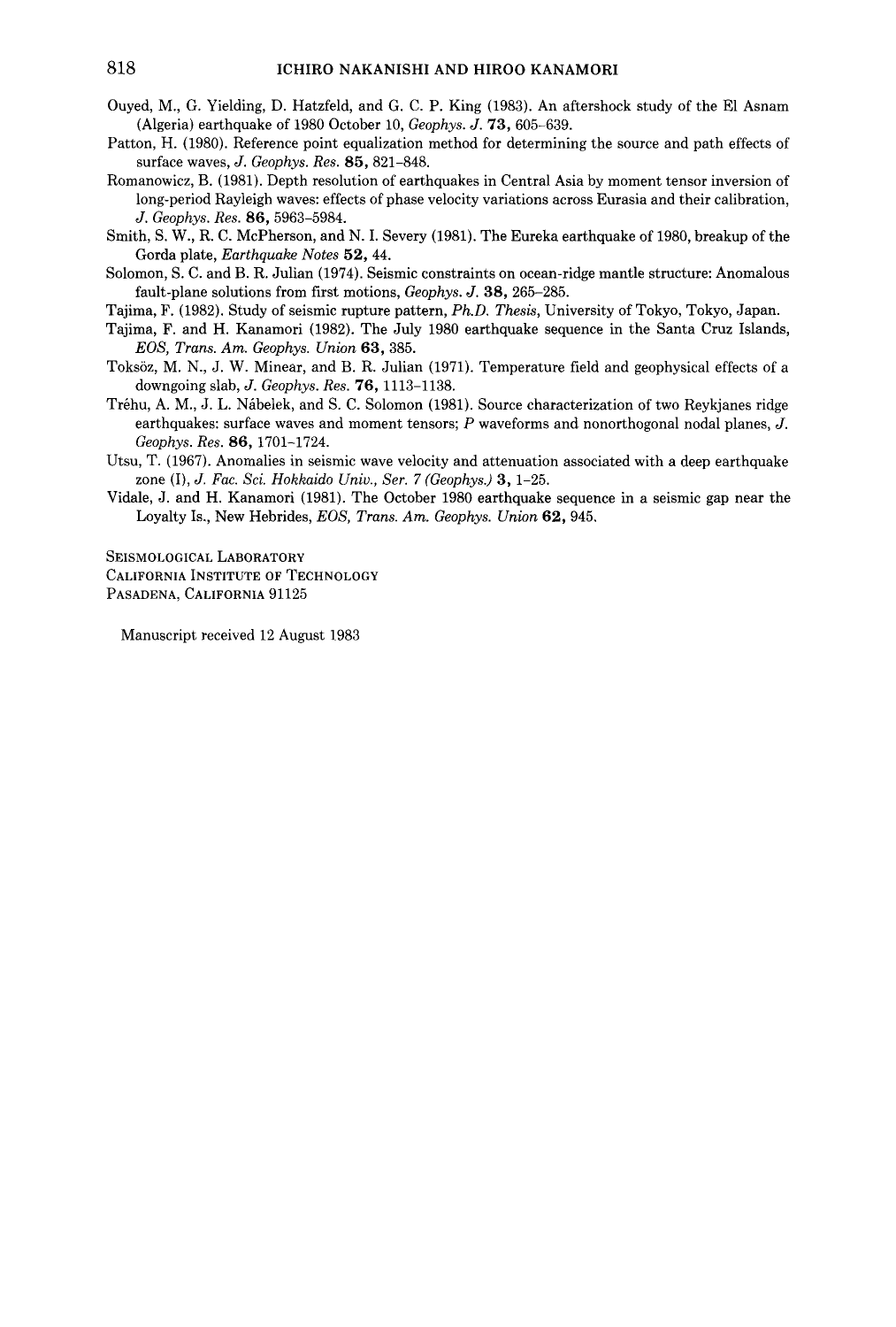Ouyed, M., G. Yielding, D. Hatzfeld, and G. C. P. King (1983). An aftershock study of the El Asnam (Algeria) earthquake of 1980 October 10, *Geophys. J.* **73,** 605–639.

Patton, H. (1980). Reference point equalization method for determining the source and path effects of surface waves, *J. Geophys. Res.* **85,** 821–848.

Romanowicz, B. (1981). Depth resolution of earthquakes in Central Asia by moment tensor inversion of long-period Rayleigh waves: effects of phase velocity variations across Eurasia and their calibration, *J. Geophys. Res.* **86,** 5963–5984.

Smith, S. W., R. C. McPherson, and N. I. Severy (1981). The Eureka earthquake of 1980, breakup of the Gorda plate, *Earthquake Notes* **52,** 44.

Solomon, S. C. and B. R. Julian (1974). Seismic constraints on ocean-ridge mantle structure: Anomalous fault-plane solutions from first motions, *Geophys. J.* **38,** 265–285.

Tajima, F. (1982). Study of seismic rupture pattern, *Ph.D. Thesis,* University of Tokyo, Tokyo, Japan.

Tajima, F. and H. Kanamori (1982). The July 1980 earthquake sequence in the Santa Cruz Islands, *EOS, Trans. Am. Geophys. Union* **63,** 385.

Toksöz, M. N., J. W. Minear, and B. R. Julian (1971). Temperature field and geophysical effects of a downgoing slab, *J. Geophys. Res.* **76,** 1113–1138.

Tréhu, A. M., J. L. Nábelek, and S. C. Solomon (1981). Source characterization of two Reykjanes ridge earthquakes: surface waves and moment tensors; *P* waveforms and nonorthogonal nodal planes, *J. Geophys. Res.* **86,** 1701–1724.

Utsu, T. (1967). Anomalies in seismic wave velocity and attenuation associated with a deep earthquake zone (I), *J. Fac. Sci. Hokkaido Univ., Ser. 7 (Geophys.)* **3,** 1–25.

Vidale, J. and H. Kanamori (1981). The October 1980 earthquake sequence in a seismic gap near the Loyalty Is., New Hebrides, *EOS, Trans. Am. Geophys. Union* **62,** 945.

SEISMOLOGICAL LABORATORY
CALIFORNIA INSTITUTE OF TECHNOLOGY
PASADENA, CALIFORNIA 91125

Manuscript received 12 August 1983